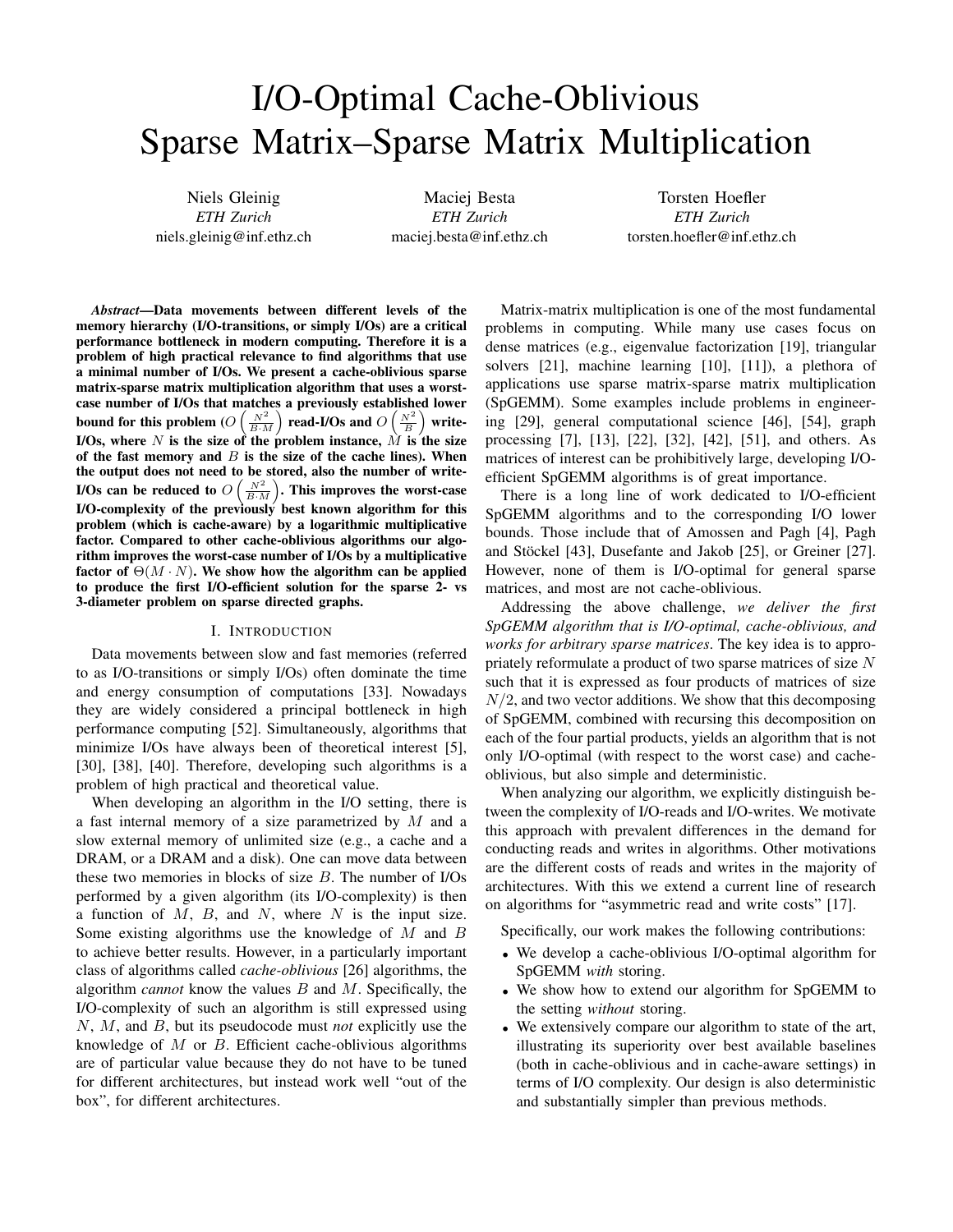# I/O-Optimal Cache-Oblivious Sparse Matrix–Sparse Matrix Multiplication

Niels Gleinig
*ETH Zurich*
niels.gleinig@inf.ethz.ch

Maciej Besta
*ETH Zurich*
maciej.besta@inf.ethz.ch

Torsten Hoefler
*ETH Zurich*
torsten.hoefler@inf.ethz.ch

***Abstract*—Data movements between different levels of the memory hierarchy (I/O-transitions, or simply I/Os) are a critical performance bottleneck in modern computing. Therefore it is a problem of high practical relevance to find algorithms that use a minimal number of I/Os. We present a cache-oblivious sparse matrix-sparse matrix multiplication algorithm that uses a worst-case number of I/Os that matches a previously established lower bound for this problem ($O\left(\frac{N^2}{B \cdot M}\right)$ read-I/Os and $O\left(\frac{N^2}{B}\right)$ write-I/Os, where $N$ is the size of the problem instance, $M$ is the size of the fast memory and $B$ is the size of the cache lines). When the output does not need to be stored, also the number of write-I/Os can be reduced to $O\left(\frac{N^2}{B \cdot M}\right)$. This improves the worst-case I/O-complexity of the previously best known algorithm for this problem (which is cache-aware) by a logarithmic multiplicative factor. Compared to other cache-oblivious algorithms our algorithm improves the worst-case number of I/Os by a multiplicative factor of $\Theta(M \cdot N)$. We show how the algorithm can be applied to produce the first I/O-efficient solution for the sparse 2- vs 3-diameter problem on sparse directed graphs.**

## I. Introduction

Data movements between slow and fast memories (referred to as I/O-transitions or simply I/Os) often dominate the time and energy consumption of computations [33]. Nowadays they are widely considered a principal bottleneck in high performance computing [52]. Simultaneously, algorithms that minimize I/Os have always been of theoretical interest [5], [30], [38], [40]. Therefore, developing such algorithms is a problem of high practical and theoretical value.

When developing an algorithm in the I/O setting, there is a fast internal memory of a size parametrized by $M$ and a slow external memory of unlimited size (e.g., a cache and a DRAM, or a DRAM and a disk). One can move data between these two memories in blocks of size $B$. The number of I/Os performed by a given algorithm (its I/O-complexity) is then a function of $M$, $B$, and $N$, where $N$ is the input size. Some existing algorithms use the knowledge of $M$ and $B$ to achieve better results. However, in a particularly important class of algorithms called *cache-oblivious* [26] algorithms, the algorithm *cannot* know the values $B$ and $M$. Specifically, the I/O-complexity of such an algorithm is still expressed using $N$, $M$, and $B$, but its pseudocode must *not* explicitly use the knowledge of $M$ or $B$. Efficient cache-oblivious algorithms are of particular value because they do not have to be tuned for different architectures, but instead work well "out of the box", for different architectures.

Matrix-matrix multiplication is one of the most fundamental problems in computing. While many use cases focus on dense matrices (e.g., eigenvalue factorization [19], triangular solvers [21], machine learning [10], [11]), a plethora of applications use sparse matrix-sparse matrix multiplication (SpGEMM). Some examples include problems in engineering [29], general computational science [46], [54], graph processing [7], [13], [22], [32], [42], [51], and others. As matrices of interest can be prohibitively large, developing I/O-efficient SpGEMM algorithms is of great importance.

There is a long line of work dedicated to I/O-efficient SpGEMM algorithms and to the corresponding I/O lower bounds. Those include that of Amossen and Pagh [4], Pagh and Stöckel [43], Dusefante and Jakob [25], or Greiner [27]. However, none of them is I/O-optimal for general sparse matrices, and most are not cache-oblivious.

Addressing the above challenge, *we deliver the first SpGEMM algorithm that is I/O-optimal, cache-oblivious, and works for arbitrary sparse matrices*. The key idea is to appropriately reformulate a product of two sparse matrices of size $N$ such that it is expressed as four products of matrices of size $N/2$, and two vector additions. We show that this decomposing of SpGEMM, combined with recursing this decomposition on each of the four partial products, yields an algorithm that is not only I/O-optimal (with respect to the worst case) and cache-oblivious, but also simple and deterministic.

When analyzing our algorithm, we explicitly distinguish between the complexity of I/O-reads and I/O-writes. We motivate this approach with prevalent differences in the demand for conducting reads and writes in algorithms. Other motivations are the different costs of reads and writes in the majority of architectures. With this we extend a current line of research on algorithms for "asymmetric read and write costs" [17].

Specifically, our work makes the following contributions:

- We develop a cache-oblivious I/O-optimal algorithm for SpGEMM *with* storing.
- We show how to extend our algorithm for SpGEMM to the setting *without* storing.
- We extensively compare our algorithm to state of the art, illustrating its superiority over best available baselines (both in cache-oblivious and in cache-aware settings) in terms of I/O complexity. Our design is also deterministic and substantially simpler than previous methods.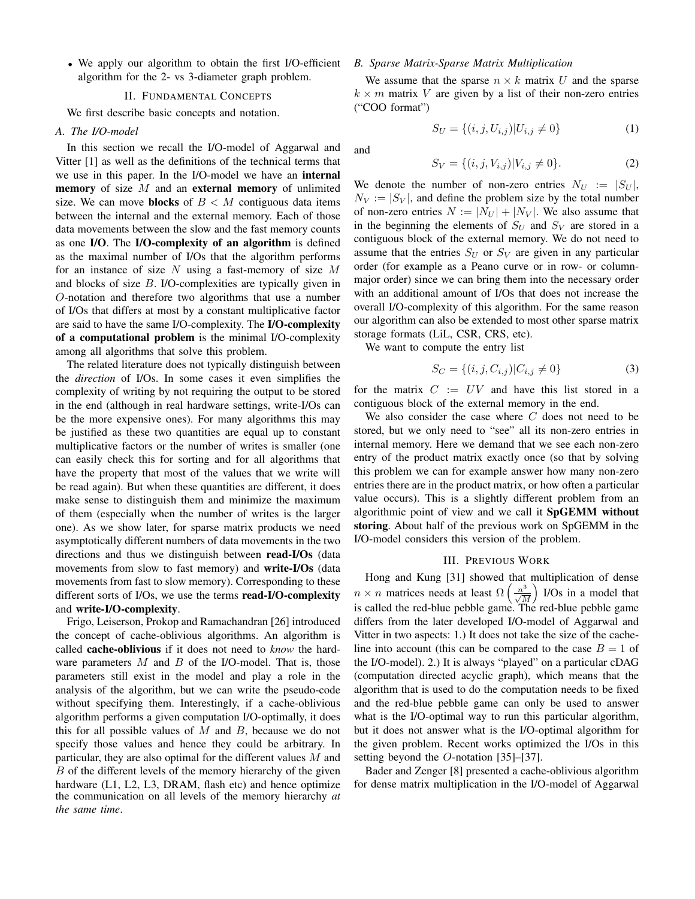- We apply our algorithm to obtain the first I/O-efficient algorithm for the 2- vs 3-diameter graph problem.

## II. Fundamental Concepts

We first describe basic concepts and notation.

### A. The I/O-model

In this section we recall the I/O-model of Aggarwal and Vitter [1] as well as the definitions of the technical terms that we use in this paper. In the I/O-model we have an **internal memory** of size $M$ and an **external memory** of unlimited size. We can move **blocks** of $B < M$ contiguous data items between the internal and the external memory. Each of those data movements between the slow and the fast memory counts as one **I/O**. The **I/O-complexity of an algorithm** is defined as the maximal number of I/Os that the algorithm performs for an instance of size $N$ using a fast-memory of size $M$ and blocks of size $B$. I/O-complexities are typically given in $O$-notation and therefore two algorithms that use a number of I/Os that differs at most by a constant multiplicative factor are said to have the same I/O-complexity. The **I/O-complexity of a computational problem** is the minimal I/O-complexity among all algorithms that solve this problem.

The related literature does not typically distinguish between the *direction* of I/Os. In some cases it even simplifies the complexity of writing by not requiring the output to be stored in the end (although in real hardware settings, write-I/Os can be the more expensive ones). For many algorithms this may be justified as these two quantities are equal up to constant multiplicative factors or the number of writes is smaller (one can easily check this for sorting and for all algorithms that have the property that most of the values that we write will be read again). But when these quantities are different, it does make sense to distinguish them and minimize the maximum of them (especially when the number of writes is the larger one). As we show later, for sparse matrix products we need asymptotically different numbers of data movements in the two directions and thus we distinguish between **read-I/Os** (data movements from slow to fast memory) and **write-I/Os** (data movements from fast to slow memory). Corresponding to these different sorts of I/Os, we use the terms **read-I/O-complexity** and **write-I/O-complexity**.

Frigo, Leiserson, Prokop and Ramachandran [26] introduced the concept of cache-oblivious algorithms. An algorithm is called **cache-oblivious** if it does not need to *know* the hardware parameters $M$ and $B$ of the I/O-model. That is, those parameters still exist in the model and play a role in the analysis of the algorithm, but we can write the pseudo-code without specifying them. Interestingly, if a cache-oblivious algorithm performs a given computation I/O-optimally, it does this for all possible values of $M$ and $B$, because we do not specify those values and hence they could be arbitrary. In particular, they are also optimal for the different values $M$ and $B$ of the different levels of the memory hierarchy of the given hardware (L1, L2, L3, DRAM, flash etc) and hence optimize the communication on all levels of the memory hierarchy *at the same time*.

### B. Sparse Matrix-Sparse Matrix Multiplication

We assume that the sparse $n \times k$ matrix $U$ and the sparse $k \times m$ matrix $V$ are given by a list of their non-zero entries ("COO format")

$$S_U = \{(i, j, U_{i,j}) | U_{i,j} \neq 0\} \tag{1}$$

and

$$S_V = \{(i, j, V_{i,j}) | V_{i,j} \neq 0\}. \tag{2}$$

We denote the number of non-zero entries $N_U := |S_U|$, $N_V := |S_V|$, and define the problem size by the total number of non-zero entries $N := |N_U| + |N_V|$. We also assume that in the beginning the elements of $S_U$ and $S_V$ are stored in a contiguous block of the external memory. We do not need to assume that the entries $S_U$ or $S_V$ are given in any particular order (for example as a Peano curve or in row- or column-major order) since we can bring them into the necessary order with an additional amount of I/Os that does not increase the overall I/O-complexity of this algorithm. For the same reason our algorithm can also be extended to most other sparse matrix storage formats (LiL, CSR, CRS, etc).

We want to compute the entry list

$$S_C = \{(i, j, C_{i,j}) | C_{i,j} \neq 0\} \tag{3}$$

for the matrix $C := UV$ and have this list stored in a contiguous block of the external memory in the end.

We also consider the case where $C$ does not need to be stored, but we only need to "see" all its non-zero entries in internal memory. Here we demand that we see each non-zero entry of the product matrix exactly once (so that by solving this problem we can for example answer how many non-zero entries there are in the product matrix, or how often a particular value occurs). This is a slightly different problem from an algorithmic point of view and we call it **SpGEMM without storing**. About half of the previous work on SpGEMM in the I/O-model considers this version of the problem.

## III. Previous Work

Hong and Kung [31] showed that multiplication of dense $n \times n$ matrices needs at least $\Omega\left(\frac{n^3}{\sqrt{M}}\right)$ I/Os in a model that is called the red-blue pebble game. The red-blue pebble game differs from the later developed I/O-model of Aggarwal and Vitter in two aspects: 1.) It does not take the size of the cache-line into account (this can be compared to the case $B = 1$ of the I/O-model). 2.) It is always "played" on a particular cDAG (computation directed acyclic graph), which means that the algorithm that is used to do the computation needs to be fixed and the red-blue pebble game can only be used to answer what is the I/O-optimal way to run this particular algorithm, but it does not answer what is the I/O-optimal algorithm for the given problem. Recent works optimized the I/Os in this setting beyond the $O$-notation [35]–[37].

Bader and Zenger [8] presented a cache-oblivious algorithm for dense matrix multiplication in the I/O-model of Aggarwal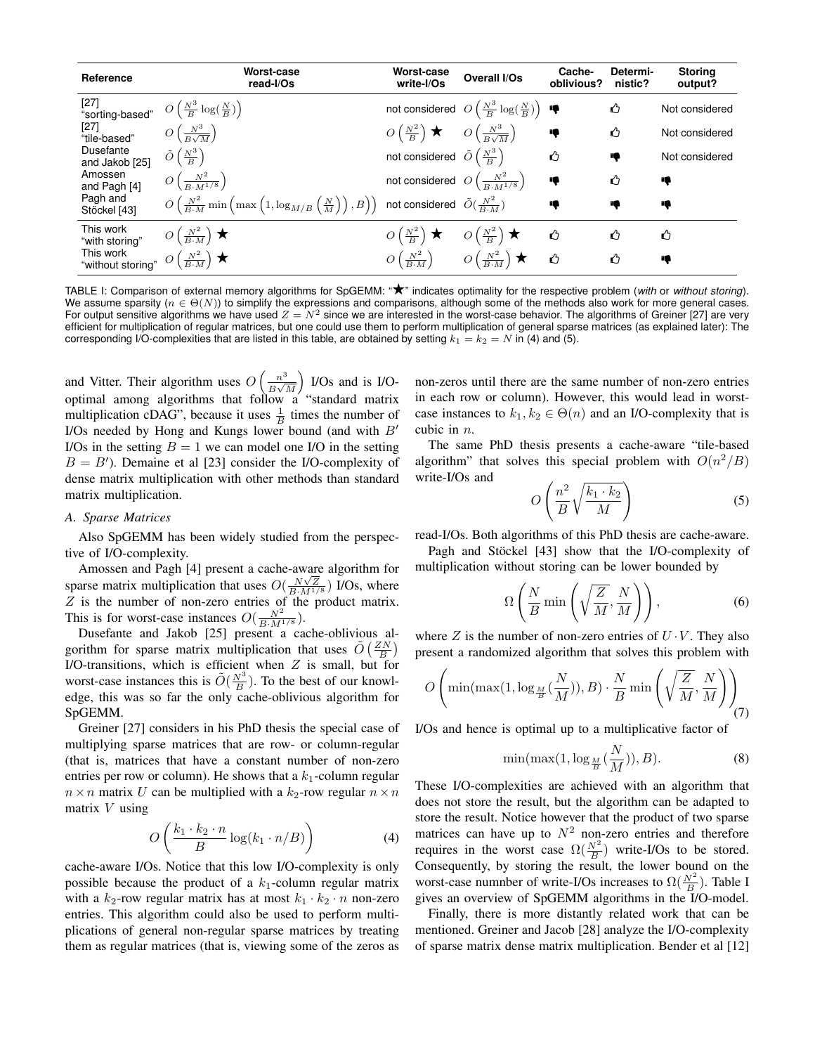| Reference | Worst-case read-I/Os | Worst-case write-I/Os | Overall I/Os | Cache-oblivious? | Deterministic? | Storing output? |
|---|---|---|---|---|---|---|
| [27] "sorting-based" | $O\left(\frac{N^3}{B}\log(\frac{N}{B})\right)$ | not considered | $O\left(\frac{N^3}{B}\log(\frac{N}{B})\right)$ | 👎 | 👍 | Not considered |
| [27] "tile-based" | $O\left(\frac{N^3}{B\sqrt{M}}\right)$ | $O\left(\frac{N^2}{B}\right)$ ★ | $O\left(\frac{N^3}{B\sqrt{M}}\right)$ | 👎 | 👍 | Not considered |
| Dusefante and Jakob [25] | $\tilde{O}\left(\frac{N^3}{B}\right)$ | not considered | $\tilde{O}\left(\frac{N^3}{B}\right)$ | 👍 | 👎 | Not considered |
| Amossen and Pagh [4] | $O\left(\frac{N^2}{B\cdot M^{1/8}}\right)$ | not considered | $O\left(\frac{N^2}{B\cdot M^{1/8}}\right)$ | 👎 | 👍 | 👎 |
| Pagh and Stöckel [43] | $O\left(\frac{N^2}{B\cdot M}\min\left(\max\left(1,\log_{M/B}\left(\frac{N}{M}\right)\right),B\right)\right)$ | not considered | $\tilde{O}(\frac{N^2}{B\cdot M})$ | 👎 | 👎 | 👎 |
| This work "with storing" | $O\left(\frac{N^2}{B\cdot M}\right)$ ★ | $O\left(\frac{N^2}{B}\right)$ ★ | $O\left(\frac{N^2}{B}\right)$ ★ | 👍 | 👍 | 👍 |
| This work "without storing" | $O\left(\frac{N^2}{B\cdot M}\right)$ ★ | $O\left(\frac{N^2}{B\cdot M}\right)$ | $O\left(\frac{N^2}{B\cdot M}\right)$ ★ | 👍 | 👍 | 👎 |

TABLE I: Comparison of external memory algorithms for SpGEMM: "★" indicates optimality for the respective problem (*with* or *without storing*). We assume sparsity ($n \in \Theta(N)$) to simplify the expressions and comparisons, although some of the methods also work for more general cases. For output sensitive algorithms we have used $Z = N^2$ since we are interested in the worst-case behavior. The algorithms of Greiner [27] are very efficient for multiplication of regular matrices, but one could use them to perform multiplication of general sparse matrices (as explained later): The corresponding I/O-complexities that are listed in this table, are obtained by setting $k_1 = k_2 = N$ in (4) and (5).

and Vitter. Their algorithm uses $O\left(\frac{n^3}{B\sqrt{M}}\right)$ I/Os and is I/O-optimal among algorithms that follow a "standard matrix multiplication cDAG", because it uses $\frac{1}{B}$ times the number of I/Os needed by Hong and Kungs lower bound (and with $B'$ I/Os in the setting $B = 1$ we can model one I/O in the setting $B = B'$). Demaine et al [23] consider the I/O-complexity of dense matrix multiplication with other methods than standard matrix multiplication.

### A. Sparse Matrices

Also SpGEMM has been widely studied from the perspective of I/O-complexity.

Amossen and Pagh [4] present a cache-aware algorithm for sparse matrix multiplication that uses $O(\frac{N\sqrt{Z}}{B\cdot M^{1/8}})$ I/Os, where $Z$ is the number of non-zero entries of the product matrix. This is for worst-case instances $O(\frac{N^2}{B\cdot M^{1/8}})$.

Dusefante and Jakob [25] present a cache-oblivious algorithm for sparse matrix multiplication that uses $\tilde{O}\left(\frac{ZN}{B}\right)$ I/O-transitions, which is efficient when $Z$ is small, but for worst-case instances this is $\tilde{O}(\frac{N^3}{B})$. To the best of our knowledge, this was so far the only cache-oblivious algorithm for SpGEMM.

Greiner [27] considers in his PhD thesis the special case of multiplying sparse matrices that are row- or column-regular (that is, matrices that have a constant number of non-zero entries per row or column). He shows that a $k_1$-column regular $n \times n$ matrix $U$ can be multiplied with a $k_2$-row regular $n \times n$ matrix $V$ using

$$O\left(\frac{k_1 \cdot k_2 \cdot n}{B}\log(k_1 \cdot n/B)\right) \tag{4}$$

cache-aware I/Os. Notice that this low I/O-complexity is only possible because the product of a $k_1$-column regular matrix with a $k_2$-row regular matrix has at most $k_1 \cdot k_2 \cdot n$ non-zero entries. This algorithm could also be used to perform multiplications of general non-regular sparse matrices by treating them as regular matrices (that is, viewing some of the zeros as non-zeros until there are the same number of non-zero entries in each row or column). However, this would lead in worst-case instances to $k_1, k_2 \in \Theta(n)$ and an I/O-complexity that is cubic in $n$.

The same PhD thesis presents a cache-aware "tile-based algorithm" that solves this special problem with $O(n^2/B)$ write-I/Os and

$$O\left(\frac{n^2}{B}\sqrt{\frac{k_1 \cdot k_2}{M}}\right) \tag{5}$$

read-I/Os. Both algorithms of this PhD thesis are cache-aware.

Pagh and Stöckel [43] show that the I/O-complexity of multiplication without storing can be lower bounded by

$$\Omega\left(\frac{N}{B}\min\left(\sqrt{\frac{Z}{M}}, \frac{N}{M}\right)\right), \tag{6}$$

where $Z$ is the number of non-zero entries of $U \cdot V$. They also present a randomized algorithm that solves this problem with

$$O\left(\min(\max(1, \log_{\frac{M}{B}}(\frac{N}{M})), B) \cdot \frac{N}{B}\min\left(\sqrt{\frac{Z}{M}}, \frac{N}{M}\right)\right) \tag{7}$$

I/Os and hence is optimal up to a multiplicative factor of

$$\min(\max(1, \log_{\frac{M}{B}}(\frac{N}{M})), B). \tag{8}$$

These I/O-complexities are achieved with an algorithm that does not store the result, but the algorithm can be adapted to store the result. Notice however that the product of two sparse matrices can have up to $N^2$ non-zero entries and therefore requires in the worst case $\Omega(\frac{N^2}{B})$ write-I/Os to be stored. Consequently, by storing the result, the lower bound on the worst-case numnber of write-I/Os increases to $\Omega(\frac{N^2}{B})$. Table I gives an overview of SpGEMM algorithms in the I/O-model.

Finally, there is more distantly related work that can be mentioned. Greiner and Jacob [28] analyze the I/O-complexity of sparse matrix dense matrix multiplication. Bender et al [12]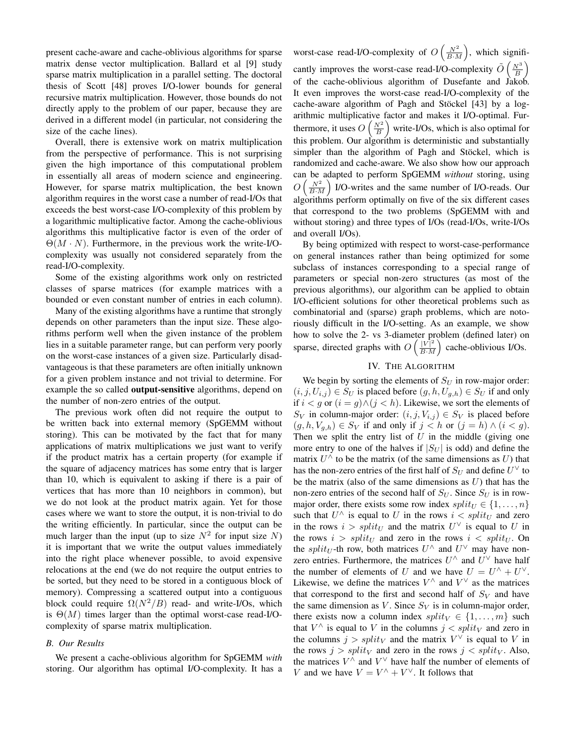present cache-aware and cache-oblivious algorithms for sparse matrix dense vector multiplication. Ballard et al [9] study sparse matrix multiplication in a parallel setting. The doctoral thesis of Scott [48] proves I/O-lower bounds for general recursive matrix multiplication. However, those bounds do not directly apply to the problem of our paper, because they are derived in a different model (in particular, not considering the size of the cache lines).

Overall, there is extensive work on matrix multiplication from the perspective of performance. This is not surprising given the high importance of this computational problem in essentially all areas of modern science and engineering. However, for sparse matrix multiplication, the best known algorithm requires in the worst case a number of read-I/Os that exceeds the best worst-case I/O-complexity of this problem by a logarithmic multiplicative factor. Among the cache-oblivious algorithms this multiplicative factor is even of the order of $\Theta(M \cdot N)$. Furthermore, in the previous work the write-I/O-complexity was usually not considered separately from the read-I/O-complexity.

Some of the existing algorithms work only on restricted classes of sparse matrices (for example matrices with a bounded or even constant number of entries in each column).

Many of the existing algorithms have a runtime that strongly depends on other parameters than the input size. These algorithms perform well when the given instance of the problem lies in a suitable parameter range, but can perform very poorly on the worst-case instances of a given size. Particularly disadvantageous is that these parameters are often initially unknown for a given problem instance and not trivial to determine. For example the so called **output-sensitive** algorithms, depend on the number of non-zero entries of the output.

The previous work often did not require the output to be written back into external memory (SpGEMM without storing). This can be motivated by the fact that for many applications of matrix multiplications we just want to verify if the product matrix has a certain property (for example if the square of adjacency matrices has some entry that is larger than 10, which is equivalent to asking if there is a pair of vertices that has more than 10 neighbors in common), but we do not look at the product matrix again. Yet for those cases where we want to store the output, it is non-trivial to do the writing efficiently. In particular, since the output can be much larger than the input (up to size $N^2$ for input size $N$) it is important that we write the output values immediately into the right place whenever possible, to avoid expensive relocations at the end (we do not require the output entries to be sorted, but they need to be stored in a contiguous block of memory). Compressing a scattered output into a contiguous block could require $\Omega(N^2/B)$ read- and write-I/Os, which is $\Theta(M)$ times larger than the optimal worst-case read-I/O-complexity of sparse matrix multiplication.

### B. Our Results

We present a cache-oblivious algorithm for SpGEMM *with* storing. Our algorithm has optimal I/O-complexity. It has a worst-case read-I/O-complexity of $O\left(\frac{N^2}{B \cdot M}\right)$, which significantly improves the worst-case read-I/O-complexity $\tilde{O}\left(\frac{N^3}{B}\right)$ of the cache-oblivious algorithm of Dusefante and Jakob. It even improves the worst-case read-I/O-complexity of the cache-aware algorithm of Pagh and Stöckel [43] by a logarithmic multiplicative factor and makes it I/O-optimal. Furthermore, it uses $O\left(\frac{N^2}{B}\right)$ write-I/Os, which is also optimal for this problem. Our algorithm is deterministic and substantially simpler than the algorithm of Pagh and Stöckel, which is randomized and cache-aware. We also show how our approach can be adapted to perform SpGEMM *without* storing, using $O\left(\frac{N^2}{B \cdot M}\right)$ I/O-writes and the same number of I/O-reads. Our algorithms perform optimally on five of the six different cases that correspond to the two problems (SpGEMM with and without storing) and three types of I/Os (read-I/Os, write-I/Os and overall I/Os).

By being optimized with respect to worst-case-performance on general instances rather than being optimized for some subclass of instances corresponding to a special range of parameters or special non-zero structures (as most of the previous algorithms), our algorithm can be applied to obtain I/O-efficient solutions for other theoretical problems such as combinatorial and (sparse) graph problems, which are notoriously difficult in the I/O-setting. As an example, we show how to solve the 2- vs 3-diameter problem (defined later) on sparse, directed graphs with $O\left(\frac{|V|^2}{B \cdot M}\right)$ cache-oblivious I/Os.

## IV. The Algorithm

We begin by sorting the elements of $S_U$ in row-major order: $(i, j, U_{i,j}) \in S_U$ is placed before $(g, h, U_{g,h}) \in S_U$ if and only if $i < g$ or $(i = g) \wedge (j < h)$. Likewise, we sort the elements of $S_V$ in column-major order: $(i, j, V_{i,j}) \in S_V$ is placed before $(g, h, V_{g,h}) \in S_V$ if and only if $j < h$ or $(j = h) \wedge (i < g)$. Then we split the entry list of $U$ in the middle (giving one more entry to one of the halves if $|S_U|$ is odd) and define the matrix $U^\wedge$ to be the matrix (of the same dimensions as $U$) that has the non-zero entries of the first half of $S_U$ and define $U^\vee$ to be the matrix (also of the same dimensions as $U$) that has the non-zero entries of the second half of $S_U$. Since $S_U$ is in row-major order, there exists some row index $split_U \in \{1, \dots, n\}$ such that $U^\wedge$ is equal to $U$ in the rows $i < split_U$ and zero in the rows $i > split_U$ and the matrix $U^\vee$ is equal to $U$ in the rows $i > split_U$ and zero in the rows $i < split_U$. On the $split_U$-th row, both matrices $U^\wedge$ and $U^\vee$ may have non-zero entries. Furthermore, the matrices $U^\wedge$ and $U^\vee$ have half the number of elements of $U$ and we have $U = U^\wedge + U^\vee$. Likewise, we define the matrices $V^\wedge$ and $V^\vee$ as the matrices that correspond to the first and second half of $S_V$ and have the same dimension as $V$. Since $S_V$ is in column-major order, there exists now a column index $split_V \in \{1, \dots, m\}$ such that $V^\wedge$ is equal to $V$ in the columns $j < split_V$ and zero in the columns $j > split_V$ and the matrix $V^\vee$ is equal to $V$ in the rows $j > split_V$ and zero in the rows $j < split_V$. Also, the matrices $V^\wedge$ and $V^\vee$ have half the number of elements of $V$ and we have $V = V^\wedge + V^\vee$. It follows that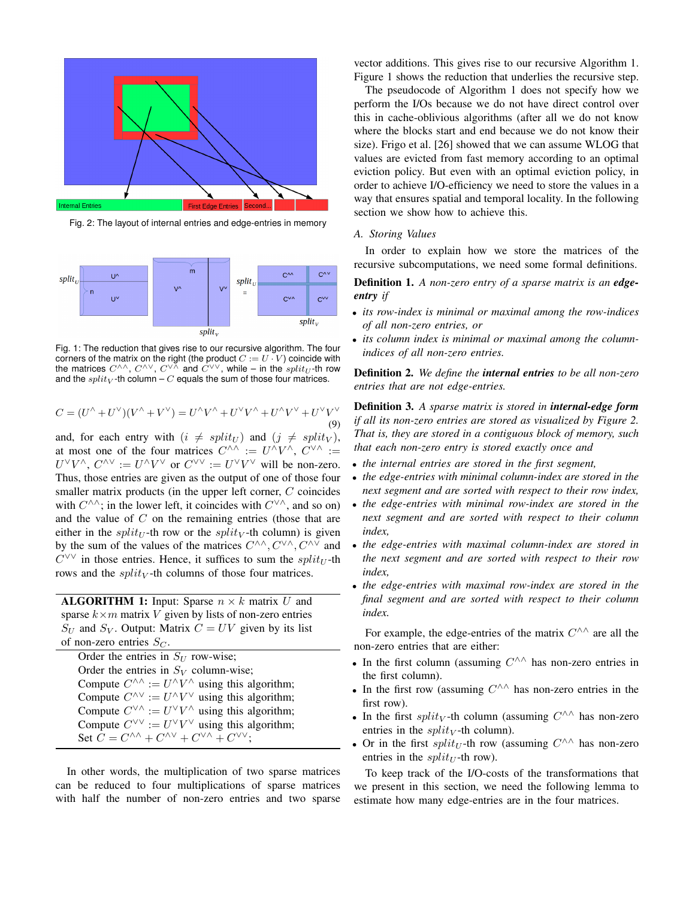Fig. 2: The layout of internal entries and edge-entries in memory

Fig. 1: The reduction that gives rise to our recursive algorithm. The four corners of the matrix on the right (the product $C := U \cdot V$) coincide with the matrices $C^{\wedge\wedge}$, $C^{\wedge\vee}$, $C^{\vee\wedge}$ and $C^{\vee\vee}$, while – in the $split_U$-th row and the $split_V$-th column – $C$ equals the sum of those four matrices.

$$C = (U^\wedge + U^\vee)(V^\wedge + V^\vee) = U^\wedge V^\wedge + U^\vee V^\wedge + U^\wedge V^\vee + U^\vee V^\vee \tag{9}$$

and, for each entry with $(i \neq split_U)$ and $(j \neq split_V)$, at most one of the four matrices $C^{\wedge\wedge} := U^\wedge V^\wedge$, $C^{\vee\wedge} := U^\vee V^\wedge$, $C^{\wedge\vee} := U^\wedge V^\vee$ or $C^{\vee\vee} := U^\vee V^\vee$ will be non-zero. Thus, those entries are given as the output of one of those four smaller matrix products (in the upper left corner, $C$ coincides with $C^{\wedge\wedge}$; in the lower left, it coincides with $C^{\vee\wedge}$, and so on) and the value of $C$ on the remaining entries (those that are either in the $split_U$-th row or the $split_V$-th column) is given by the sum of the values of the matrices $C^{\wedge\wedge}, C^{\vee\wedge}, C^{\wedge\vee}$ and $C^{\vee\vee}$ in those entries. Hence, it suffices to sum the $split_U$-th rows and the $split_V$-th columns of those four matrices.

**ALGORITHM 1:** Input: Sparse $n \times k$ matrix $U$ and sparse $k \times m$ matrix $V$ given by lists of non-zero entries $S_U$ and $S_V$. Output: Matrix $C = UV$ given by its list of non-zero entries $S_C$.

```
Order the entries in S_U row-wise;
Order the entries in S_V column-wise;
Compute C^^ := U^V^ using this algorithm;
Compute C^v := U^V^v using this algorithm;
Compute C^v^ := U^vV^ using this algorithm;
Compute C^vv := U^vV^v using this algorithm;
Set C = C^^ + C^^v + C^v^ + C^vv;
```

In other words, the multiplication of two sparse matrices can be reduced to four multiplications of sparse matrices with half the number of non-zero entries and two sparse vector additions. This gives rise to our recursive Algorithm 1. Figure 1 shows the reduction that underlies the recursive step.

The pseudocode of Algorithm 1 does not specify how we perform the I/Os because we do not have direct control over this in cache-oblivious algorithms (after all we do not know where the blocks start and end because we do not know their size). Frigo et al. [26] showed that we can assume WLOG that values are evicted from fast memory according to an optimal eviction policy. But even with an optimal eviction policy, in order to achieve I/O-efficiency we need to store the values in a way that ensures spatial and temporal locality. In the following section we show how to achieve this.

### A. Storing Values

In order to explain how we store the matrices of the recursive subcomputations, we need some formal definitions.

**Definition 1.** *A non-zero entry of a sparse matrix is an **edge-entry** if*

- *its row-index is minimal or maximal among the row-indices of all non-zero entries, or*
- *its column index is minimal or maximal among the column-indices of all non-zero entries.*

**Definition 2.** *We define the **internal entries** to be all non-zero entries that are not edge-entries.*

**Definition 3.** *A sparse matrix is stored in **internal-edge form** if all its non-zero entries are stored as visualized by Figure 2. That is, they are stored in a contiguous block of memory, such that each non-zero entry is stored exactly once and*

- *the internal entries are stored in the first segment,*
- *the edge-entries with minimal column-index are stored in the next segment and are sorted with respect to their row index,*
- *the edge-entries with minimal row-index are stored in the next segment and are sorted with respect to their column index,*
- *the edge-entries with maximal column-index are stored in the next segment and are sorted with respect to their row index,*
- *the edge-entries with maximal row-index are stored in the final segment and are sorted with respect to their column index.*

For example, the edge-entries of the matrix $C^{\wedge\wedge}$ are all the non-zero entries that are either:

- In the first column (assuming $C^{\wedge\wedge}$ has non-zero entries in the first column).
- In the first row (assuming $C^{\wedge\wedge}$ has non-zero entries in the first row).
- In the first $split_V$-th column (assuming $C^{\wedge\wedge}$ has non-zero entries in the $split_V$-th column).
- Or in the first $split_U$-th row (assuming $C^{\wedge\wedge}$ has non-zero entries in the $split_U$-th row).

To keep track of the I/O-costs of the transformations that we present in this section, we need the following lemma to estimate how many edge-entries are in the four matrices.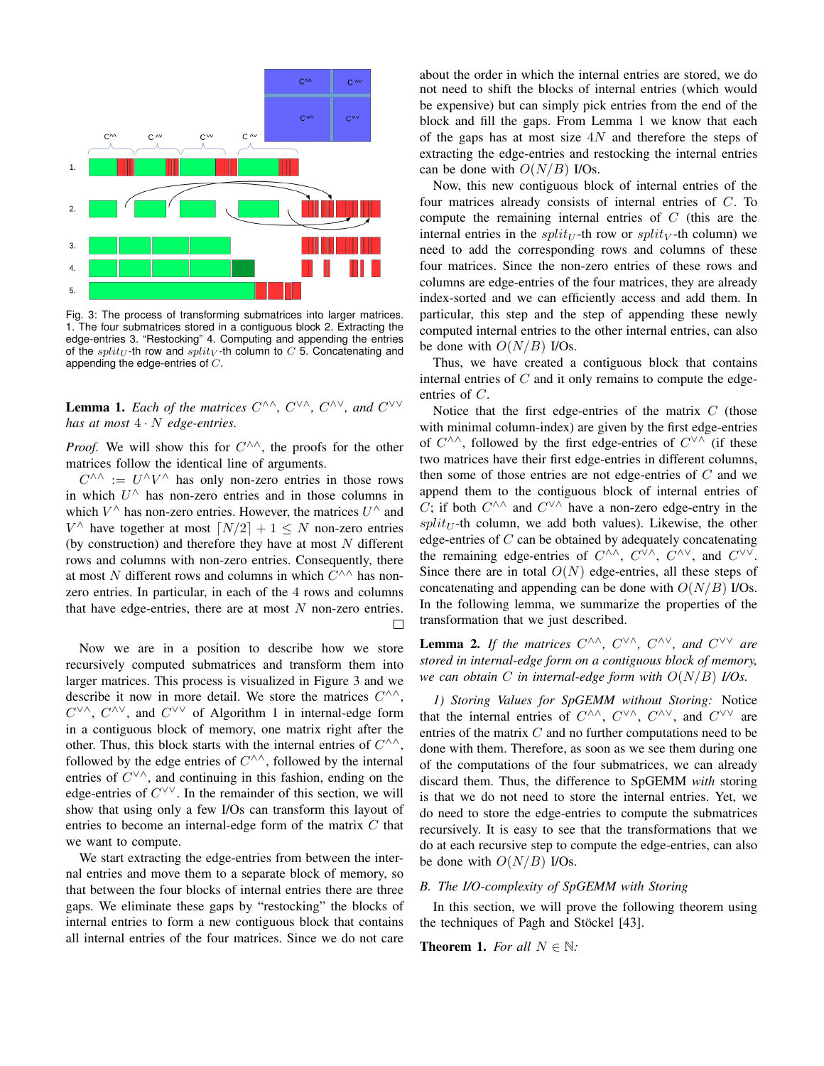Fig. 3: The process of transforming submatrices into larger matrices. 1. The four submatrices stored in a contiguous block 2. Extracting the edge-entries 3. "Restocking" 4. Computing and appending the entries of the $split_U$-th row and $split_V$-th column to $C$ 5. Concatenating and appending the edge-entries of $C$.

**Lemma 1.** *Each of the matrices $C^{\wedge\wedge}$, $C^{\vee\wedge}$, $C^{\wedge\vee}$, and $C^{\vee\vee}$ has at most $4 \cdot N$ edge-entries.*

*Proof.* We will show this for $C^{\wedge\wedge}$, the proofs for the other matrices follow the identical line of arguments.

$C^{\wedge\wedge} := U^{\wedge}V^{\wedge}$ has only non-zero entries in those rows in which $U^{\wedge}$ has non-zero entries and in those columns in which $V^{\wedge}$ has non-zero entries. However, the matrices $U^{\wedge}$ and $V^{\wedge}$ have together at most $\lceil N/2 \rceil + 1 \leq N$ non-zero entries (by construction) and therefore they have at most $N$ different rows and columns with non-zero entries. Consequently, there at most $N$ different rows and columns in which $C^{\wedge\wedge}$ has non-zero entries. In particular, in each of the 4 rows and columns that have edge-entries, there are at most $N$ non-zero entries. □

Now we are in a position to describe how we store recursively computed submatrices and transform them into larger matrices. This process is visualized in Figure 3 and we describe it now in more detail. We store the matrices $C^{\wedge\wedge}$, $C^{\vee\wedge}$, $C^{\wedge\vee}$, and $C^{\vee\vee}$ of Algorithm 1 in internal-edge form in a contiguous block of memory, one matrix right after the other. Thus, this block starts with the internal entries of $C^{\wedge\wedge}$, followed by the edge entries of $C^{\wedge\wedge}$, followed by the internal entries of $C^{\vee\wedge}$, and continuing in this fashion, ending on the edge-entries of $C^{\vee\vee}$. In the remainder of this section, we will show that using only a few I/Os can transform this layout of entries to become an internal-edge form of the matrix $C$ that we want to compute.

We start extracting the edge-entries from between the internal entries and move them to a separate block of memory, so that between the four blocks of internal entries there are three gaps. We eliminate these gaps by "restocking" the blocks of internal entries to form a new contiguous block that contains all internal entries of the four matrices. Since we do not care about the order in which the internal entries are stored, we do not need to shift the blocks of internal entries (which would be expensive) but can simply pick entries from the end of the block and fill the gaps. From Lemma 1 we know that each of the gaps has at most size $4N$ and therefore the steps of extracting the edge-entries and restocking the internal entries can be done with $O(N/B)$ I/Os.

Now, this new contiguous block of internal entries of the four matrices already consists of internal entries of $C$. To compute the remaining internal entries of $C$ (this are the internal entries in the $split_U$-th row or $split_V$-th column) we need to add the corresponding rows and columns of these four matrices. Since the non-zero entries of these rows and columns are edge-entries of the four matrices, they are already index-sorted and we can efficiently access and add them. In particular, this step and the step of appending these newly computed internal entries to the other internal entries, can also be done with $O(N/B)$ I/Os.

Thus, we have created a contiguous block that contains internal entries of $C$ and it only remains to compute the edge-entries of $C$.

Notice that the first edge-entries of the matrix $C$ (those with minimal column-index) are given by the first edge-entries of $C^{\wedge\wedge}$, followed by the first edge-entries of $C^{\vee\wedge}$ (if these two matrices have their first edge-entries in different columns, then some of those entries are not edge-entries of $C$ and we append them to the contiguous block of internal entries of $C$; if both $C^{\wedge\wedge}$ and $C^{\vee\wedge}$ have a non-zero edge-entry in the $split_U$-th column, we add both values). Likewise, the other edge-entries of $C$ can be obtained by adequately concatenating the remaining edge-entries of $C^{\wedge\wedge}$, $C^{\vee\wedge}$, $C^{\wedge\vee}$, and $C^{\vee\vee}$. Since there are in total $O(N)$ edge-entries, all these steps of concatenating and appending can be done with $O(N/B)$ I/Os. In the following lemma, we summarize the properties of the transformation that we just described.

**Lemma 2.** *If the matrices $C^{\wedge\wedge}$, $C^{\vee\wedge}$, $C^{\wedge\vee}$, and $C^{\vee\vee}$ are stored in internal-edge form on a contiguous block of memory, we can obtain $C$ in internal-edge form with $O(N/B)$ I/Os.*

*1) Storing Values for SpGEMM without Storing:* Notice that the internal entries of $C^{\wedge\wedge}$, $C^{\vee\wedge}$, $C^{\wedge\vee}$, and $C^{\vee\vee}$ are entries of the matrix $C$ and no further computations need to be done with them. Therefore, as soon as we see them during one of the computations of the four submatrices, we can already discard them. Thus, the difference to SpGEMM *with* storing is that we do not need to store the internal entries. Yet, we do need to store the edge-entries to compute the submatrices recursively. It is easy to see that the transformations that we do at each recursive step to compute the edge-entries, can also be done with $O(N/B)$ I/Os.

### B. The I/O-complexity of SpGEMM with Storing

In this section, we will prove the following theorem using the techniques of Pagh and Stöckel [43].

**Theorem 1.** *For all $N \in \mathbb{N}$:*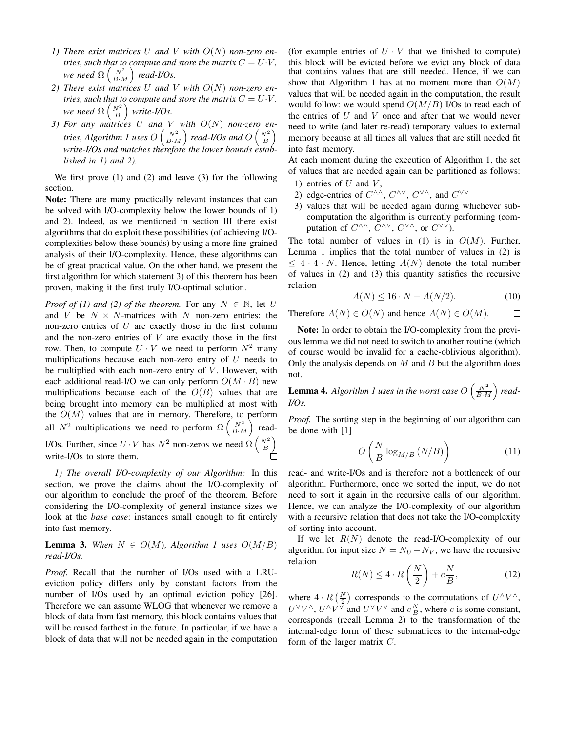1) *There exist matrices $U$ and $V$ with $O(N)$ non-zero entries, such that to compute and store the matrix $C = U \cdot V$, we need $\Omega\left(\frac{N^2}{B \cdot M}\right)$ read-I/Os.*
2) *There exist matrices $U$ and $V$ with $O(N)$ non-zero entries, such that to compute and store the matrix $C = U \cdot V$, we need $\Omega\left(\frac{N^2}{B}\right)$ write-I/Os.*
3) *For any matrices $U$ and $V$ with $O(N)$ non-zero entries, Algorithm 1 uses $O\left(\frac{N^2}{B \cdot M}\right)$ read-I/Os and $O\left(\frac{N^2}{B}\right)$ write-I/Os and matches therefore the lower bounds established in 1) and 2).*

We first prove (1) and (2) and leave (3) for the following section.

**Note:** There are many practically relevant instances that can be solved with I/O-complexity below the lower bounds of 1) and 2). Indeed, as we mentioned in section III there exist algorithms that do exploit these possibilities (of achieving I/O-complexities below these bounds) by using a more fine-grained analysis of their I/O-complexity. Hence, these algorithms can be of great practical value. On the other hand, we present the first algorithm for which statement 3) of this theorem has been proven, making it the first truly I/O-optimal solution.

*Proof of (1) and (2) of the theorem.* For any $N \in \mathbb{N}$, let $U$ and $V$ be $N \times N$-matrices with $N$ non-zero entries: the non-zero entries of $U$ are exactly those in the first column and the non-zero entries of $V$ are exactly those in the first row. Then, to compute $U \cdot V$ we need to perform $N^2$ many multiplications because each non-zero entry of $U$ needs to be multiplied with each non-zero entry of $V$. However, with each additional read-I/O we can only perform $O(M \cdot B)$ new multiplications because each of the $O(B)$ values that are being brought into memory can be multiplied at most with the $O(M)$ values that are in memory. Therefore, to perform all $N^2$ multiplications we need to perform $\Omega\left(\frac{N^2}{B \cdot M}\right)$ read-I/Os. Further, since $U \cdot V$ has $N^2$ non-zeros we need $\Omega\left(\frac{N^2}{B}\right)$ write-I/Os to store them. □

*1) The overall I/O-complexity of our Algorithm:* In this section, we prove the claims about the I/O-complexity of our algorithm to conclude the proof of the theorem. Before considering the I/O-complexity of general instance sizes we look at the *base case*: instances small enough to fit entirely into fast memory.

**Lemma 3.** *When $N \in O(M)$, Algorithm 1 uses $O(M/B)$ read-I/Os.*

*Proof.* Recall that the number of I/Os used with a LRU-eviction policy differs only by constant factors from the number of I/Os used by an optimal eviction policy [26]. Therefore we can assume WLOG that whenever we remove a block of data from fast memory, this block contains values that will be reused farthest in the future. In particular, if we have a block of data that will not be needed again in the computation (for example entries of $U \cdot V$ that we finished to compute) this block will be evicted before we evict any block of data that contains values that are still needed. Hence, if we can show that Algorithm 1 has at no moment more than $O(M)$ values that will be needed again in the computation, the result would follow: we would spend $O(M/B)$ I/Os to read each of the entries of $U$ and $V$ once and after that we would never need to write (and later re-read) temporary values to external memory because at all times all values that are still needed fit into fast memory.

At each moment during the execution of Algorithm 1, the set of values that are needed again can be partitioned as follows:

1) entries of $U$ and $V$,
2) edge-entries of $C^{\wedge\wedge}$, $C^{\wedge\vee}$, $C^{\vee\wedge}$, and $C^{\vee\vee}$
3) values that will be needed again during whichever sub-computation the algorithm is currently performing (computation of $C^{\wedge\wedge}$, $C^{\wedge\vee}$, $C^{\vee\wedge}$, or $C^{\vee\vee}$).

The total number of values in (1) is in $O(M)$. Further, Lemma 1 implies that the total number of values in (2) is $\leq 4 \cdot 4 \cdot N$. Hence, letting $A(N)$ denote the total number of values in (2) and (3) this quantity satisfies the recursive relation

$$A(N) \leq 16 \cdot N + A(N/2). \tag{10}$$

Therefore $A(N) \in O(N)$ and hence $A(N) \in O(M)$. □

**Note:** In order to obtain the I/O-complexity from the previous lemma we did not need to switch to another routine (which of course would be invalid for a cache-oblivious algorithm). Only the analysis depends on $M$ and $B$ but the algorithm does not.

**Lemma 4.** *Algorithm 1 uses in the worst case $O\left(\frac{N^2}{B \cdot M}\right)$ read-I/Os.*

*Proof.* The sorting step in the beginning of our algorithm can be done with [1]

$$O\left(\frac{N}{B}\log_{M/B}(N/B)\right) \tag{11}$$

read- and write-I/Os and is therefore not a bottleneck of our algorithm. Furthermore, once we sorted the input, we do not need to sort it again in the recursive calls of our algorithm. Hence, we can analyze the I/O-complexity of our algorithm with a recursive relation that does not take the I/O-complexity of sorting into account.

If we let $R(N)$ denote the read-I/O-complexity of our algorithm for input size $N = N_U + N_V$, we have the recursive relation

$$R(N) \leq 4 \cdot R\left(\frac{N}{2}\right) + c\frac{N}{B}, \tag{12}$$

where $4 \cdot R\left(\frac{N}{2}\right)$ corresponds to the computations of $U^{\wedge}V^{\wedge}$, $U^{\vee}V^{\wedge}$, $U^{\wedge}V^{\vee}$ and $U^{\vee}V^{\vee}$ and $c\frac{N}{B}$, where $c$ is some constant, corresponds (recall Lemma 2) to the transformation of the internal-edge form of these submatrices to the internal-edge form of the larger matrix $C$.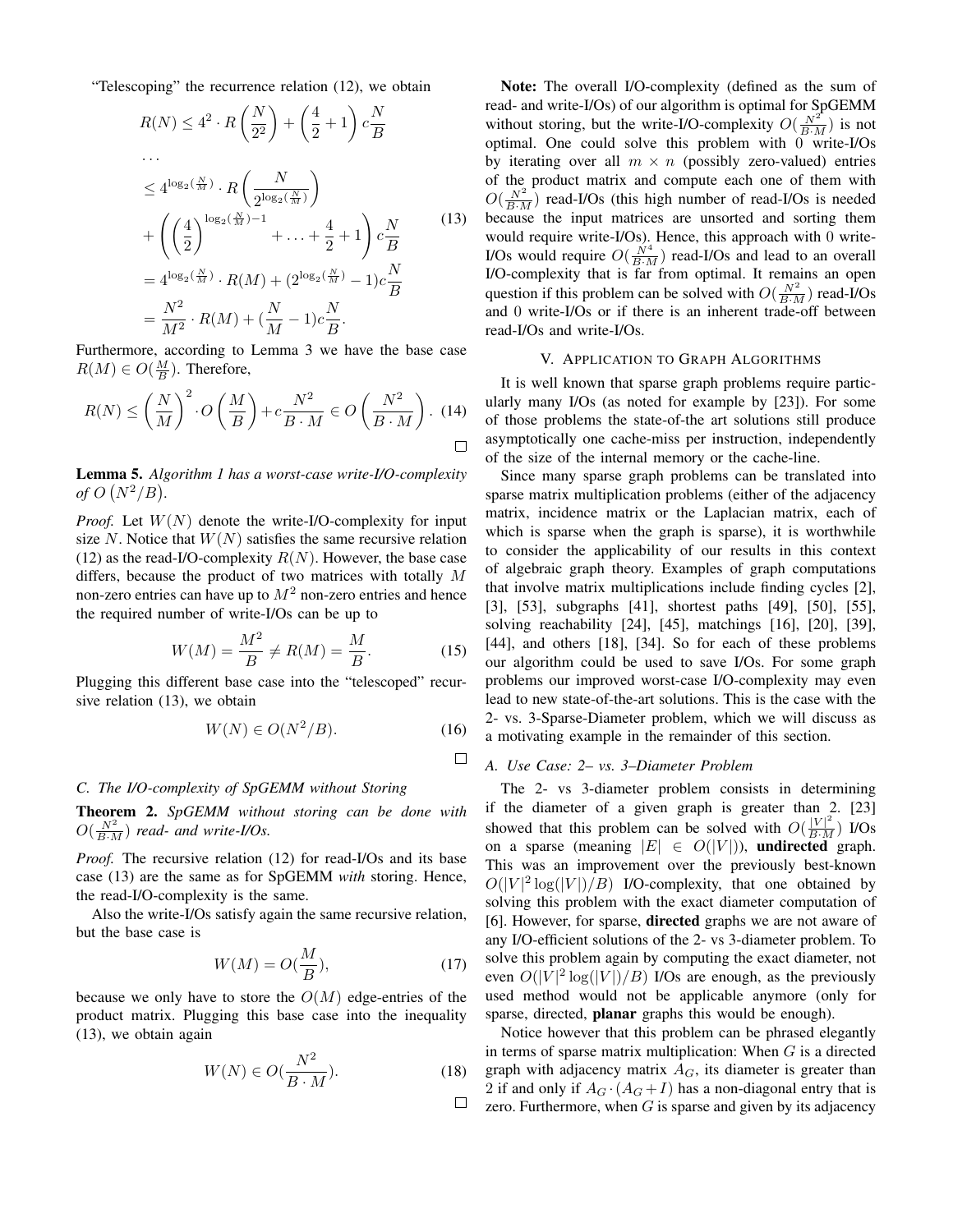"Telescoping" the recurrence relation (12), we obtain

$$
\begin{aligned}
R(N) &\leq 4^2 \cdot R\left(\frac{N}{2^2}\right) + \left(\frac{4}{2}+1\right) c\frac{N}{B} \\
&\dots \\
&\leq 4^{\log_2(\frac{N}{M})} \cdot R\left(\frac{N}{2^{\log_2(\frac{N}{M})}}\right) \\
&+ \left(\left(\frac{4}{2}\right)^{\log_2(\frac{N}{M})-1} + \ldots + \frac{4}{2} + 1\right) c\frac{N}{B} \\
&= 4^{\log_2(\frac{N}{M})} \cdot R(M) + (2^{\log_2(\frac{N}{M})} - 1)c\frac{N}{B} \\
&= \frac{N^2}{M^2} \cdot R(M) + (\frac{N}{M} - 1)c\frac{N}{B}.
\end{aligned} \tag{13}
$$

Furthermore, according to Lemma 3 we have the base case $R(M) \in O(\frac{M}{B})$. Therefore,

$$
R(N) \leq \left(\frac{N}{M}\right)^2 \cdot O\left(\frac{M}{B}\right) + c\frac{N^2}{B \cdot M} \in O\left(\frac{N^2}{B \cdot M}\right). \tag{14}
$$

□

**Lemma 5.** *Algorithm 1 has a worst-case write-I/O-complexity of $O\left(N^2/B\right)$.*

*Proof.* Let $W(N)$ denote the write-I/O-complexity for input size $N$. Notice that $W(N)$ satisfies the same recursive relation (12) as the read-I/O-complexity $R(N)$. However, the base case differs, because the product of two matrices with totally $M$ non-zero entries can have up to $M^2$ non-zero entries and hence the required number of write-I/Os can be up to

$$
W(M) = \frac{M^2}{B} \neq R(M) = \frac{M}{B}. \tag{15}
$$

Plugging this different base case into the "telescoped" recursive relation (13), we obtain

$$
W(N) \in O(N^2/B). \tag{16}
$$

□

### C. The I/O-complexity of SpGEMM without Storing

**Theorem 2.** *SpGEMM without storing can be done with $O(\frac{N^2}{B \cdot M})$ read- and write-I/Os.*

*Proof.* The recursive relation (12) for read-I/Os and its base case (13) are the same as for SpGEMM *with* storing. Hence, the read-I/O-complexity is the same.

Also the write-I/Os satisfy again the same recursive relation, but the base case is

$$
W(M) = O(\frac{M}{B}), \tag{17}
$$

because we only have to store the $O(M)$ edge-entries of the product matrix. Plugging this base case into the inequality (13), we obtain again

$$
W(N) \in O(\frac{N^2}{B \cdot M}). \tag{18}
$$

□

**Note:** The overall I/O-complexity (defined as the sum of read- and write-I/Os) of our algorithm is optimal for SpGEMM without storing, but the write-I/O-complexity $O(\frac{N^2}{B \cdot M})$ is not optimal. One could solve this problem with 0 write-I/Os by iterating over all $m \times n$ (possibly zero-valued) entries of the product matrix and compute each one of them with $O(\frac{N^2}{B \cdot M})$ read-I/Os (this high number of read-I/Os is needed because the input matrices are unsorted and sorting them would require write-I/Os). Hence, this approach with 0 write-I/Os would require $O(\frac{N^4}{B \cdot M})$ read-I/Os and lead to an overall I/O-complexity that is far from optimal. It remains an open question if this problem can be solved with $O(\frac{N^2}{B \cdot M})$ read-I/Os and 0 write-I/Os or if there is an inherent trade-off between read-I/Os and write-I/Os.

## V. Application to Graph Algorithms

It is well known that sparse graph problems require particularly many I/Os (as noted for example by [23]). For some of those problems the state-of-the art solutions still produce asymptotically one cache-miss per instruction, independently of the size of the internal memory or the cache-line.

Since many sparse graph problems can be translated into sparse matrix multiplication problems (either of the adjacency matrix, incidence matrix or the Laplacian matrix, each of which is sparse when the graph is sparse), it is worthwhile to consider the applicability of our results in this context of algebraic graph theory. Examples of graph computations that involve matrix multiplications include finding cycles [2], [3], [53], subgraphs [41], shortest paths [49], [50], [55], solving reachability [24], [45], matchings [16], [20], [39], [44], and others [18], [34]. So for each of these problems our algorithm could be used to save I/Os. For some graph problems our improved worst-case I/O-complexity may even lead to new state-of-the-art solutions. This is the case with the 2- vs. 3-Sparse-Diameter problem, which we will discuss as a motivating example in the remainder of this section.

### A. Use Case: 2– vs. 3–Diameter Problem

The 2- vs 3-diameter problem consists in determining if the diameter of a given graph is greater than 2. [23] showed that this problem can be solved with $O(\frac{|V|^2}{B \cdot M})$ I/Os on a sparse (meaning $|E| \in O(|V|)$), **undirected** graph. This was an improvement over the previously best-known $O(|V|^2 \log(|V|)/B)$ I/O-complexity, that one obtained by solving this problem with the exact diameter computation of [6]. However, for sparse, **directed** graphs we are not aware of any I/O-efficient solutions of the 2- vs 3-diameter problem. To solve this problem again by computing the exact diameter, not even $O(|V|^2 \log(|V|)/B)$ I/Os are enough, as the previously used method would not be applicable anymore (only for sparse, directed, **planar** graphs this would be enough).

Notice however that this problem can be phrased elegantly in terms of sparse matrix multiplication: When $G$ is a directed graph with adjacency matrix $A_G$, its diameter is greater than 2 if and only if $A_G \cdot (A_G + I)$ has a non-diagonal entry that is zero. Furthermore, when $G$ is sparse and given by its adjacency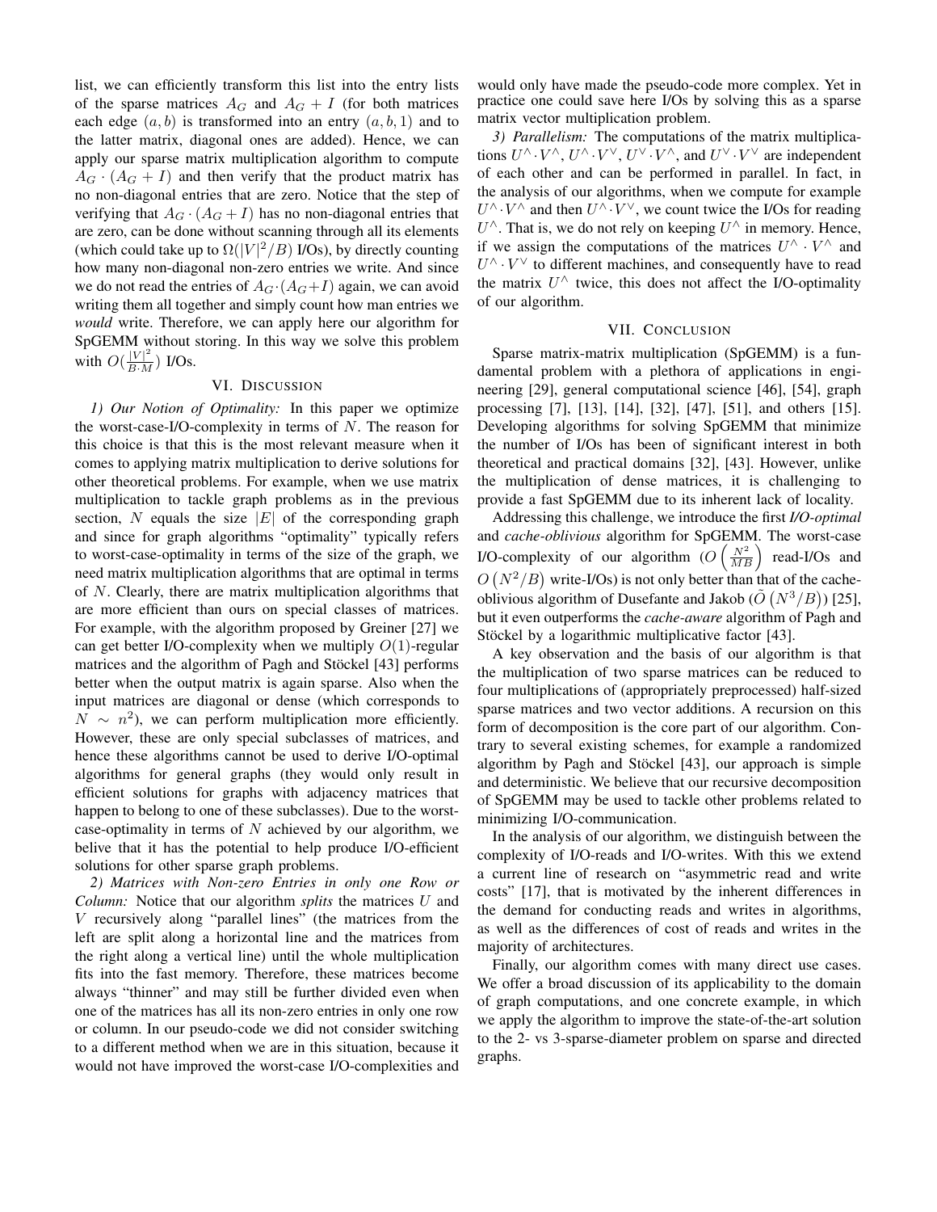list, we can efficiently transform this list into the entry lists of the sparse matrices $A_G$ and $A_G + I$ (for both matrices each edge $(a, b)$ is transformed into an entry $(a, b, 1)$ and to the latter matrix, diagonal ones are added). Hence, we can apply our sparse matrix multiplication algorithm to compute $A_G \cdot (A_G + I)$ and then verify that the product matrix has no non-diagonal entries that are zero. Notice that the step of verifying that $A_G \cdot (A_G + I)$ has no non-diagonal entries that are zero, can be done without scanning through all its elements (which could take up to $\Omega(|V|^2/B)$ I/Os), by directly counting how many non-diagonal non-zero entries we write. And since we do not read the entries of $A_G \cdot (A_G + I)$ again, we can avoid writing them all together and simply count how man entries we *would* write. Therefore, we can apply here our algorithm for SpGEMM without storing. In this way we solve this problem with $O(\frac{|V|^2}{B \cdot M})$ I/Os.

## VI. Discussion

*1) Our Notion of Optimality:* In this paper we optimize the worst-case-I/O-complexity in terms of $N$. The reason for this choice is that this is the most relevant measure when it comes to applying matrix multiplication to derive solutions for other theoretical problems. For example, when we use matrix multiplication to tackle graph problems as in the previous section, $N$ equals the size $|E|$ of the corresponding graph and since for graph algorithms "optimality" typically refers to worst-case-optimality in terms of the size of the graph, we need matrix multiplication algorithms that are optimal in terms of $N$. Clearly, there are matrix multiplication algorithms that are more efficient than ours on special classes of matrices. For example, with the algorithm proposed by Greiner [27] we can get better I/O-complexity when we multiply $O(1)$-regular matrices and the algorithm of Pagh and Stöckel [43] performs better when the output matrix is again sparse. Also when the input matrices are diagonal or dense (which corresponds to $N \sim n^2$), we can perform multiplication more efficiently. However, these are only special subclasses of matrices, and hence these algorithms cannot be used to derive I/O-optimal algorithms for general graphs (they would only result in efficient solutions for graphs with adjacency matrices that happen to belong to one of these subclasses). Due to the worst-case-optimality in terms of $N$ achieved by our algorithm, we belive that it has the potential to help produce I/O-efficient solutions for other sparse graph problems.

*2) Matrices with Non-zero Entries in only one Row or Column:* Notice that our algorithm *splits* the matrices $U$ and $V$ recursively along "parallel lines" (the matrices from the left are split along a horizontal line and the matrices from the right along a vertical line) until the whole multiplication fits into the fast memory. Therefore, these matrices become always "thinner" and may still be further divided even when one of the matrices has all its non-zero entries in only one row or column. In our pseudo-code we did not consider switching to a different method when we are in this situation, because it would not have improved the worst-case I/O-complexities and would only have made the pseudo-code more complex. Yet in practice one could save here I/Os by solving this as a sparse matrix vector multiplication problem.

*3) Parallelism:* The computations of the matrix multiplications $U^\wedge \cdot V^\wedge$, $U^\wedge \cdot V^\vee$, $U^\vee \cdot V^\wedge$, and $U^\vee \cdot V^\vee$ are independent of each other and can be performed in parallel. In fact, in the analysis of our algorithms, when we compute for example $U^\wedge \cdot V^\wedge$ and then $U^\wedge \cdot V^\vee$, we count twice the I/Os for reading $U^\wedge$. That is, we do not rely on keeping $U^\wedge$ in memory. Hence, if we assign the computations of the matrices $U^\wedge \cdot V^\wedge$ and $U^\wedge \cdot V^\vee$ to different machines, and consequently have to read the matrix $U^\wedge$ twice, this does not affect the I/O-optimality of our algorithm.

## VII. Conclusion

Sparse matrix-matrix multiplication (SpGEMM) is a fundamental problem with a plethora of applications in engineering [29], general computational science [46], [54], graph processing [7], [13], [14], [32], [47], [51], and others [15]. Developing algorithms for solving SpGEMM that minimize the number of I/Os has been of significant interest in both theoretical and practical domains [32], [43]. However, unlike the multiplication of dense matrices, it is challenging to provide a fast SpGEMM due to its inherent lack of locality.

Addressing this challenge, we introduce the first ***I/O-optimal*** and *cache-oblivious* algorithm for SpGEMM. The worst-case I/O-complexity of our algorithm ($O\left(\frac{N^2}{MB}\right)$ read-I/Os and $O\left(N^2/B\right)$ write-I/Os) is not only better than that of the cache-oblivious algorithm of Dusefante and Jakob ($\tilde{O}\left(N^3/B\right)$) [25], but it even outperforms the *cache-aware* algorithm of Pagh and Stöckel by a logarithmic multiplicative factor [43].

A key observation and the basis of our algorithm is that the multiplication of two sparse matrices can be reduced to four multiplications of (appropriately preprocessed) half-sized sparse matrices and two vector additions. A recursion on this form of decomposition is the core part of our algorithm. Contrary to several existing schemes, for example a randomized algorithm by Pagh and Stöckel [43], our approach is simple and deterministic. We believe that our recursive decomposition of SpGEMM may be used to tackle other problems related to minimizing I/O-communication.

In the analysis of our algorithm, we distinguish between the complexity of I/O-reads and I/O-writes. With this we extend a current line of research on "asymmetric read and write costs" [17], that is motivated by the inherent differences in the demand for conducting reads and writes in algorithms, as well as the differences of cost of reads and writes in the majority of architectures.

Finally, our algorithm comes with many direct use cases. We offer a broad discussion of its applicability to the domain of graph computations, and one concrete example, in which we apply the algorithm to improve the state-of-the-art solution to the 2- vs 3-sparse-diameter problem on sparse and directed graphs.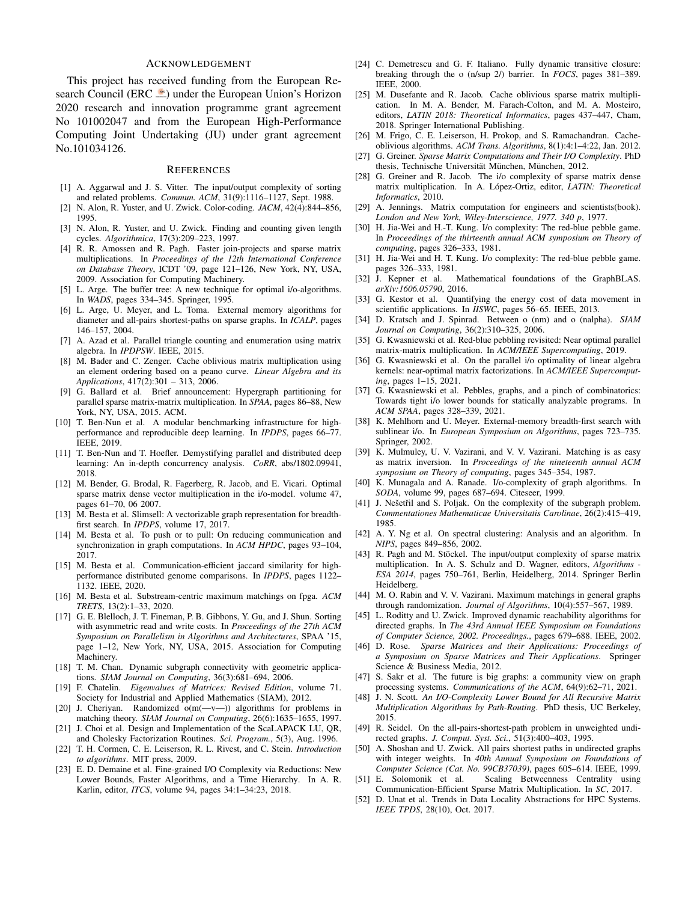## Acknowledgement

This project has received funding from the European Research Council (ERC) under the European Union's Horizon 2020 research and innovation programme grant agreement No 101002047 and from the European High-Performance Computing Joint Undertaking (JU) under grant agreement No.101034126.

## References

[1] A. Aggarwal and J. S. Vitter. The input/output complexity of sorting and related problems. *Commun. ACM*, 31(9):1116–1127, Sept. 1988.

[2] N. Alon, R. Yuster, and U. Zwick. Color-coding. *JACM*, 42(4):844–856, 1995.

[3] N. Alon, R. Yuster, and U. Zwick. Finding and counting given length cycles. *Algorithmica*, 17(3):209–223, 1997.

[4] R. R. Amossen and R. Pagh. Faster join-projects and sparse matrix multiplications. In *Proceedings of the 12th International Conference on Database Theory*, ICDT '09, page 121–126, New York, NY, USA, 2009. Association for Computing Machinery.

[5] L. Arge. The buffer tree: A new technique for optimal i/o-algorithms. In *WADS*, pages 334–345. Springer, 1995.

[6] L. Arge, U. Meyer, and L. Toma. External memory algorithms for diameter and all-pairs shortest-paths on sparse graphs. In *ICALP*, pages 146–157, 2004.

[7] A. Azad et al. Parallel triangle counting and enumeration using matrix algebra. In *IPDPSW*. IEEE, 2015.

[8] M. Bader and C. Zenger. Cache oblivious matrix multiplication using an element ordering based on a peano curve. *Linear Algebra and its Applications*, 417(2):301 – 313, 2006.

[9] G. Ballard et al. Brief announcement: Hypergraph partitioning for parallel sparse matrix-matrix multiplication. In *SPAA*, pages 86–88, New York, NY, USA, 2015. ACM.

[10] T. Ben-Nun et al. A modular benchmarking infrastructure for high-performance and reproducible deep learning. In *IPDPS*, pages 66–77. IEEE, 2019.

[11] T. Ben-Nun and T. Hoefler. Demystifying parallel and distributed deep learning: An in-depth concurrency analysis. *CoRR*, abs/1802.09941, 2018.

[12] M. Bender, G. Brodal, R. Fagerberg, R. Jacob, and E. Vicari. Optimal sparse matrix dense vector multiplication in the i/o-model. volume 47, pages 61–70, 06 2007.

[13] M. Besta et al. Slimsell: A vectorizable graph representation for breadth-first search. In *IPDPS*, volume 17, 2017.

[14] M. Besta et al. To push or to pull: On reducing communication and synchronization in graph computations. In *ACM HPDC*, pages 93–104, 2017.

[15] M. Besta et al. Communication-efficient jaccard similarity for high-performance distributed genome comparisons. In *IPDPS*, pages 1122–1132. IEEE, 2020.

[16] M. Besta et al. Substream-centric maximum matchings on fpga. *ACM TRETS*, 13(2):1–33, 2020.

[17] G. E. Blelloch, J. T. Fineman, P. B. Gibbons, Y. Gu, and J. Shun. Sorting with asymmetric read and write costs. In *Proceedings of the 27th ACM Symposium on Parallelism in Algorithms and Architectures*, SPAA '15, page 1–12, New York, NY, USA, 2015. Association for Computing Machinery.

[18] T. M. Chan. Dynamic subgraph connectivity with geometric applications. *SIAM Journal on Computing*, 36(3):681–694, 2006.

[19] F. Chatelin. *Eigenvalues of Matrices: Revised Edition*, volume 71. Society for Industrial and Applied Mathematics (SIAM), 2012.

[20] J. Cheriyan. Randomized o(m(—v—)) algorithms for problems in matching theory. *SIAM Journal on Computing*, 26(6):1635–1655, 1997.

[21] J. Choi et al. Design and Implementation of the ScaLAPACK LU, QR, and Cholesky Factorization Routines. *Sci. Program.*, 5(3), Aug. 1996.

[22] T. H. Cormen, C. E. Leiserson, R. L. Rivest, and C. Stein. *Introduction to algorithms*. MIT press, 2009.

[23] E. D. Demaine et al. Fine-grained I/O Complexity via Reductions: New Lower Bounds, Faster Algorithms, and a Time Hierarchy. In A. R. Karlin, editor, *ITCS*, volume 94, pages 34:1–34:23, 2018.

[24] C. Demetrescu and G. F. Italiano. Fully dynamic transitive closure: breaking through the o (n/sup 2/) barrier. In *FOCS*, pages 381–389. IEEE, 2000.

[25] M. Dusefante and R. Jacob. Cache oblivious sparse matrix multiplication. In M. A. Bender, M. Farach-Colton, and M. A. Mosteiro, editors, *LATIN 2018: Theoretical Informatics*, pages 437–447, Cham, 2018. Springer International Publishing.

[26] M. Frigo, C. E. Leiserson, H. Prokop, and S. Ramachandran. Cache-oblivious algorithms. *ACM Trans. Algorithms*, 8(1):4:1–4:22, Jan. 2012.

[27] G. Greiner. *Sparse Matrix Computations and Their I/O Complexity*. PhD thesis, Technische Universität München, München, 2012.

[28] G. Greiner and R. Jacob. The i/o complexity of sparse matrix dense matrix multiplication. In A. López-Ortiz, editor, *LATIN: Theoretical Informatics*, 2010.

[29] A. Jennings. Matrix computation for engineers and scientists(book). *London and New York, Wiley-Interscience, 1977. 340 p*, 1977.

[30] H. Jia-Wei and H.-T. Kung. I/o complexity: The red-blue pebble game. In *Proceedings of the thirteenth annual ACM symposium on Theory of computing*, pages 326–333, 1981.

[31] H. Jia-Wei and H. T. Kung. I/o complexity: The red-blue pebble game. pages 326–333, 1981.

[32] J. Kepner et al. Mathematical foundations of the GraphBLAS. *arXiv:1606.05790*, 2016.

[33] G. Kestor et al. Quantifying the energy cost of data movement in scientific applications. In *IISWC*, pages 56–65. IEEE, 2013.

[34] D. Kratsch and J. Spinrad. Between o (nm) and o (nalpha). *SIAM Journal on Computing*, 36(2):310–325, 2006.

[35] G. Kwasniewski et al. Red-blue pebbling revisited: Near optimal parallel matrix-matrix multiplication. In *ACM/IEEE Supercomputing*, 2019.

[36] G. Kwasniewski et al. On the parallel i/o optimality of linear algebra kernels: near-optimal matrix factorizations. In *ACM/IEEE Supercomputing*, pages 1–15, 2021.

[37] G. Kwasniewski et al. Pebbles, graphs, and a pinch of combinatorics: Towards tight i/o lower bounds for statically analyzable programs. In *ACM SPAA*, pages 328–339, 2021.

[38] K. Mehlhorn and U. Meyer. External-memory breadth-first search with sublinear i/o. In *European Symposium on Algorithms*, pages 723–735. Springer, 2002.

[39] K. Mulmuley, U. V. Vazirani, and V. V. Vazirani. Matching is as easy as matrix inversion. In *Proceedings of the nineteenth annual ACM symposium on Theory of computing*, pages 345–354, 1987.

[40] K. Munagala and A. Ranade. I/o-complexity of graph algorithms. In *SODA*, volume 99, pages 687–694. Citeseer, 1999.

[41] J. Nešetřil and S. Poljak. On the complexity of the subgraph problem. *Commentationes Mathematicae Universitatis Carolinae*, 26(2):415–419, 1985.

[42] A. Y. Ng et al. On spectral clustering: Analysis and an algorithm. In *NIPS*, pages 849–856, 2002.

[43] R. Pagh and M. Stöckel. The input/output complexity of sparse matrix multiplication. In A. S. Schulz and D. Wagner, editors, *Algorithms - ESA 2014*, pages 750–761, Berlin, Heidelberg, 2014. Springer Berlin Heidelberg.

[44] M. O. Rabin and V. V. Vazirani. Maximum matchings in general graphs through randomization. *Journal of Algorithms*, 10(4):557–567, 1989.

[45] L. Roditty and U. Zwick. Improved dynamic reachability algorithms for directed graphs. In *The 43rd Annual IEEE Symposium on Foundations of Computer Science, 2002. Proceedings.*, pages 679–688. IEEE, 2002.

[46] D. Rose. *Sparse Matrices and their Applications: Proceedings of a Symposium on Sparse Matrices and Their Applications*. Springer Science & Business Media, 2012.

[47] S. Sakr et al. The future is big graphs: a community view on graph processing systems. *Communications of the ACM*, 64(9):62–71, 2021.

[48] J. N. Scott. *An I/O-Complexity Lower Bound for All Recursive Matrix Multiplication Algorithms by Path-Routing*. PhD thesis, UC Berkeley, 2015.

[49] R. Seidel. On the all-pairs-shortest-path problem in unweighted undirected graphs. *J. Comput. Syst. Sci.*, 51(3):400–403, 1995.

[50] A. Shoshan and U. Zwick. All pairs shortest paths in undirected graphs with integer weights. In *40th Annual Symposium on Foundations of Computer Science (Cat. No. 99CB37039)*, pages 605–614. IEEE, 1999.

[51] E. Solomonik et al. Scaling Betweenness Centrality using Communication-Efficient Sparse Matrix Multiplication. In *SC*, 2017.

[52] D. Unat et al. Trends in Data Locality Abstractions for HPC Systems. *IEEE TPDS*, 28(10), Oct. 2017.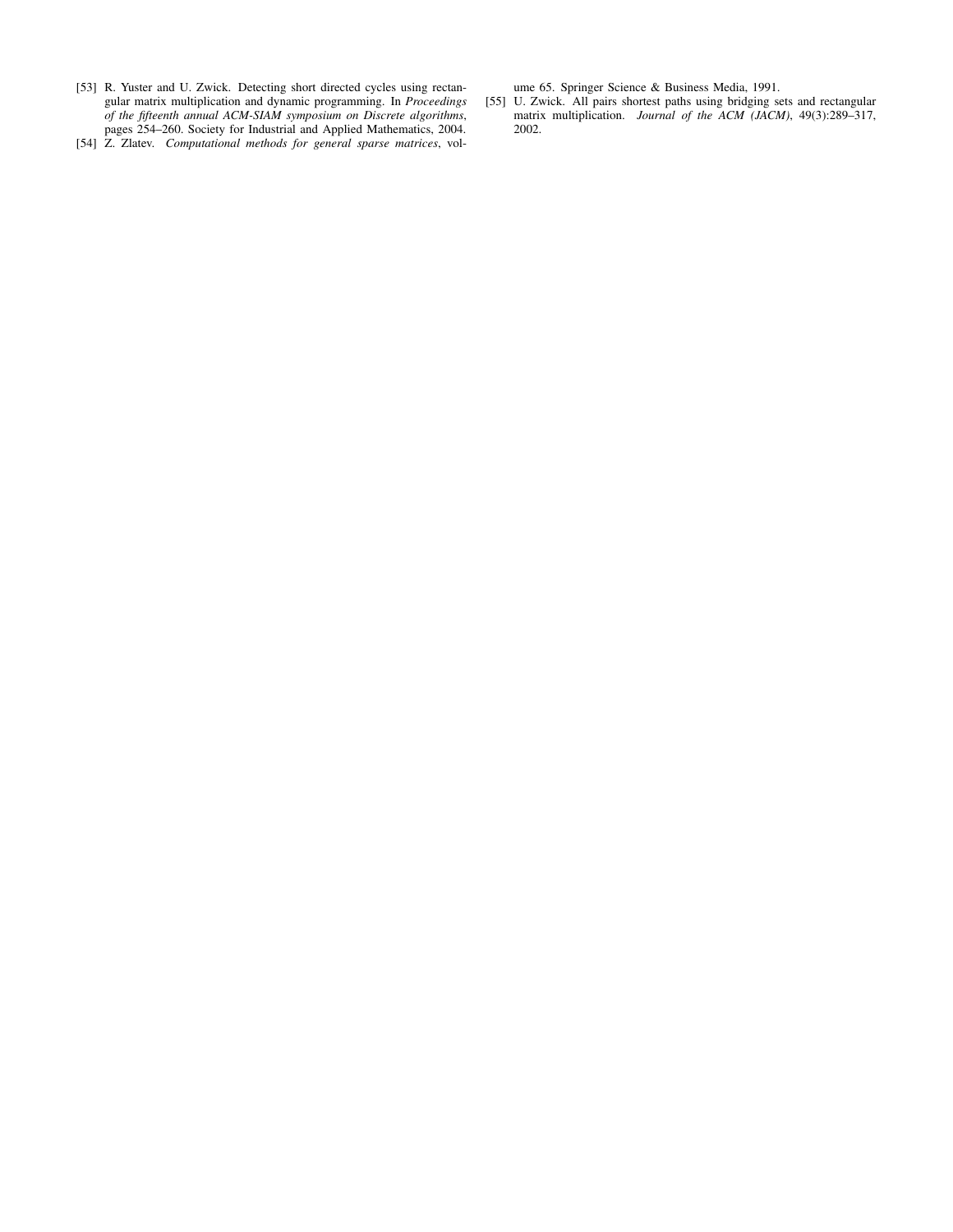[53] R. Yuster and U. Zwick. Detecting short directed cycles using rectangular matrix multiplication and dynamic programming. In *Proceedings of the fifteenth annual ACM-SIAM symposium on Discrete algorithms*, pages 254–260. Society for Industrial and Applied Mathematics, 2004.

[54] Z. Zlatev. *Computational methods for general sparse matrices*, volume 65. Springer Science & Business Media, 1991.

[55] U. Zwick. All pairs shortest paths using bridging sets and rectangular matrix multiplication. *Journal of the ACM (JACM)*, 49(3):289–317, 2002.